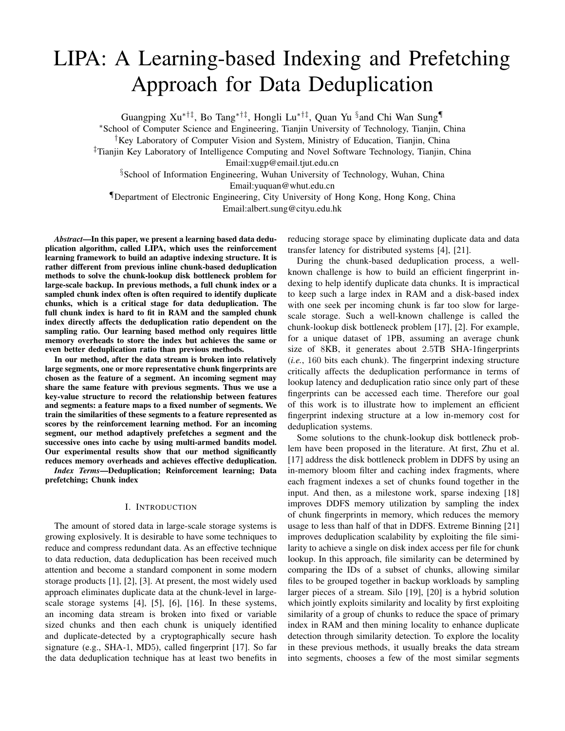# LIPA: A Learning-based Indexing and Prefetching Approach for Data Deduplication

Guangping Xu[*†‡], Bo Tang[*†‡], Hongli Lu[*†‡], Quan Yu [§]and Chi Wan Sung[¶]

[*]School of Computer Science and Engineering, Tianjin University of Technology, Tianjin, China

[†]Key Laboratory of Computer Vision and System, Ministry of Education, Tianjin, China

[‡]Tianjin Key Laboratory of Intelligence Computing and Novel Software Technology, Tianjin, China

Email:xugp@email.tjut.edu.cn

[§]School of Information Engineering, Wuhan University of Technology, Wuhan, China

Email:yuquan@whut.edu.cn

[¶]Department of Electronic Engineering, City University of Hong Kong, Hong Kong, China

Email:albert.sung@cityu.edu.hk

***Abstract*—In this paper, we present a learning based data deduplication algorithm, called LIPA, which uses the reinforcement learning framework to build an adaptive indexing structure. It is rather different from previous inline chunk-based deduplication methods to solve the chunk-lookup disk bottleneck problem for large-scale backup. In previous methods, a full chunk index or a sampled chunk index often is often required to identify duplicate chunks, which is a critical stage for data deduplication. The full chunk index is hard to fit in RAM and the sampled chunk index directly affects the deduplication ratio dependent on the sampling ratio. Our learning based method only requires little memory overheads to store the index but achieves the same or even better deduplication ratio than previous methods.**

**In our method, after the data stream is broken into relatively large segments, one or more representative chunk fingerprints are chosen as the feature of a segment. An incoming segment may share the same feature with previous segments. Thus we use a key-value structure to record the relationship between features and segments: a feature maps to a fixed number of segments. We train the similarities of these segments to a feature represented as scores by the reinforcement learning method. For an incoming segment, our method adaptively prefetches a segment and the successive ones into cache by using multi-armed bandits model. Our experimental results show that our method significantly reduces memory overheads and achieves effective deduplication.**

***Index Terms*—Deduplication; Reinforcement learning; Data prefetching; Chunk index**

## I. Introduction

The amount of stored data in large-scale storage systems is growing explosively. It is desirable to have some techniques to reduce and compress redundant data. As an effective technique to data reduction, data deduplication has been received much attention and become a standard component in some modern storage products [1], [2], [3]. At present, the most widely used approach eliminates duplicate data at the chunk-level in large-scale storage systems [4], [5], [6], [16]. In these systems, an incoming data stream is broken into fixed or variable sized chunks and then each chunk is uniquely identified and duplicate-detected by a cryptographically secure hash signature (e.g., SHA-1, MD5), called fingerprint [17]. So far the data deduplication technique has at least two benefits in reducing storage space by eliminating duplicate data and data transfer latency for distributed systems [4], [21].

During the chunk-based deduplication process, a well-known challenge is how to build an efficient fingerprint indexing to help identify duplicate data chunks. It is impractical to keep such a large index in RAM and a disk-based index with one seek per incoming chunk is far too slow for large-scale storage. Such a well-known challenge is called the chunk-lookup disk bottleneck problem [17], [2]. For example, for a unique dataset of 1PB, assuming an average chunk size of 8KB, it generates about 2.5TB SHA-1fingerprints (*i.e.*, 160 bits each chunk). The fingerprint indexing structure critically affects the deduplication performance in terms of lookup latency and deduplication ratio since only part of these fingerprints can be accessed each time. Therefore our goal of this work is to illustrate how to implement an efficient fingerprint indexing structure at a low in-memory cost for deduplication systems.

Some solutions to the chunk-lookup disk bottleneck problem have been proposed in the literature. At first, Zhu et al. [17] address the disk bottleneck problem in DDFS by using an in-memory bloom filter and caching index fragments, where each fragment indexes a set of chunks found together in the input. And then, as a milestone work, sparse indexing [18] improves DDFS memory utilization by sampling the index of chunk fingerprints in memory, which reduces the memory usage to less than half of that in DDFS. Extreme Binning [21] improves deduplication scalability by exploiting the file similarity to achieve a single on disk index access per file for chunk lookup. In this approach, file similarity can be determined by comparing the IDs of a subset of chunks, allowing similar files to be grouped together in backup workloads by sampling larger pieces of a stream. Silo [19], [20] is a hybrid solution which jointly exploits similarity and locality by first exploiting similarity of a group of chunks to reduce the space of primary index in RAM and then mining locality to enhance duplicate detection through similarity detection. To explore the locality in these previous methods, it usually breaks the data stream into segments, chooses a few of the most similar segments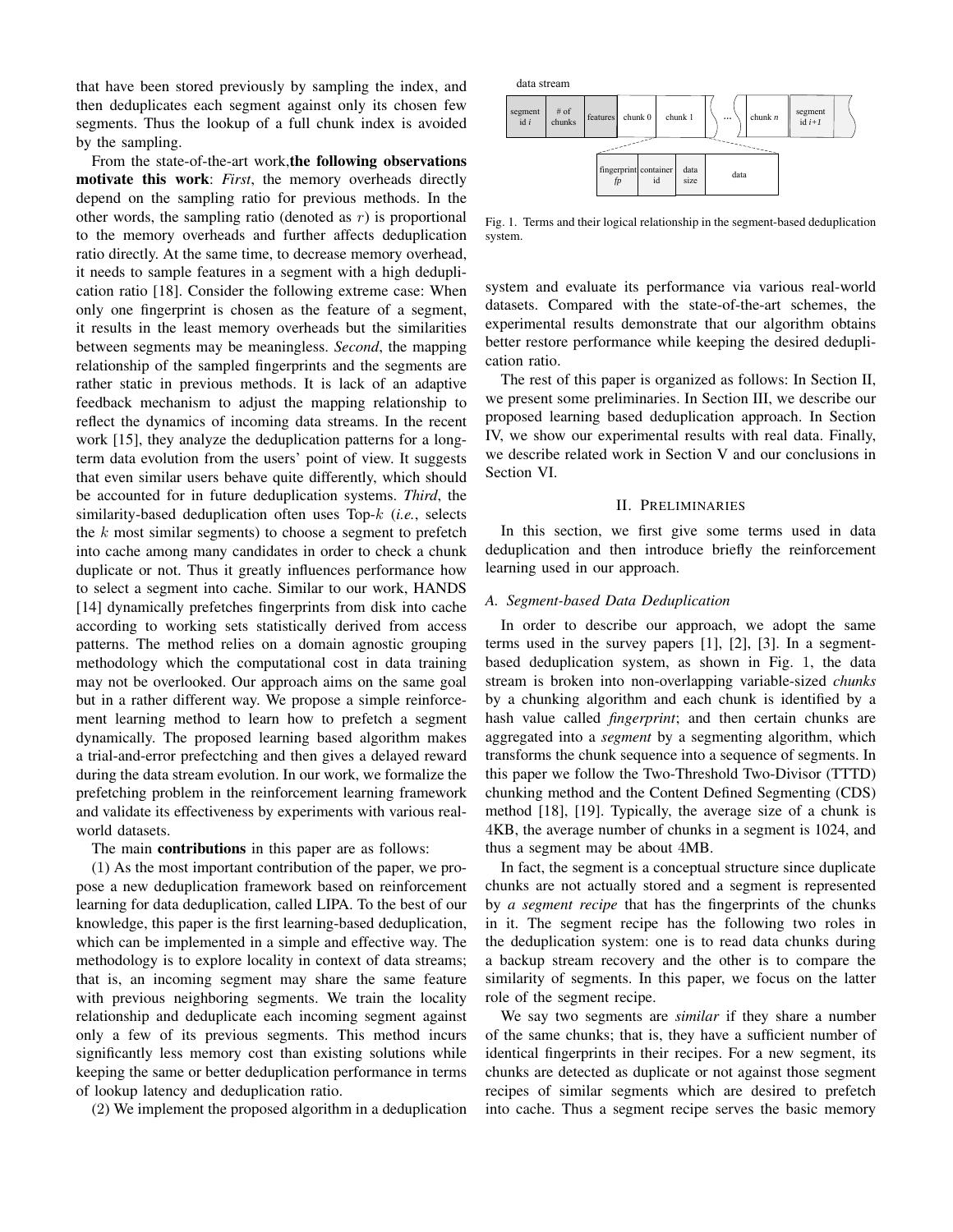that have been stored previously by sampling the index, and then deduplicates each segment against only its chosen few segments. Thus the lookup of a full chunk index is avoided by the sampling.

From the state-of-the-art work,**the following observations motivate this work**: *First*, the memory overheads directly depend on the sampling ratio for previous methods. In the other words, the sampling ratio (denoted as $r$) is proportional to the memory overheads and further affects deduplication ratio directly. At the same time, to decrease memory overhead, it needs to sample features in a segment with a high deduplication ratio [18]. Consider the following extreme case: When only one fingerprint is chosen as the feature of a segment, it results in the least memory overheads but the similarities between segments may be meaningless. *Second*, the mapping relationship of the sampled fingerprints and the segments are rather static in previous methods. It is lack of an adaptive feedback mechanism to adjust the mapping relationship to reflect the dynamics of incoming data streams. In the recent work [15], they analyze the deduplication patterns for a long-term data evolution from the users' point of view. It suggests that even similar users behave quite differently, which should be accounted for in future deduplication systems. *Third*, the similarity-based deduplication often uses Top-$k$ (*i.e.*, selects the $k$ most similar segments) to choose a segment to prefetch into cache among many candidates in order to check a chunk duplicate or not. Thus it greatly influences performance how to select a segment into cache. Similar to our work, HANDS [14] dynamically prefetches fingerprints from disk into cache according to working sets statistically derived from access patterns. The method relies on a domain agnostic grouping methodology which the computational cost in data training may not be overlooked. Our approach aims on the same goal but in a rather different way. We propose a simple reinforcement learning method to learn how to prefetch a segment dynamically. The proposed learning based algorithm makes a trial-and-error prefectching and then gives a delayed reward during the data stream evolution. In our work, we formalize the prefetching problem in the reinforcement learning framework and validate its effectiveness by experiments with various real-world datasets.

The main **contributions** in this paper are as follows:

(1) As the most important contribution of the paper, we propose a new deduplication framework based on reinforcement learning for data deduplication, called LIPA. To the best of our knowledge, this paper is the first learning-based deduplication, which can be implemented in a simple and effective way. The methodology is to explore locality in context of data streams; that is, an incoming segment may share the same feature with previous neighboring segments. We train the locality relationship and deduplicate each incoming segment against only a few of its previous segments. This method incurs significantly less memory cost than existing solutions while keeping the same or better deduplication performance in terms of lookup latency and deduplication ratio.

(2) We implement the proposed algorithm in a deduplication system and evaluate its performance via various real-world datasets. Compared with the state-of-the-art schemes, the experimental results demonstrate that our algorithm obtains better restore performance while keeping the desired deduplication ratio.

The rest of this paper is organized as follows: In Section II, we present some preliminaries. In Section III, we describe our proposed learning based deduplication approach. In Section IV, we show our experimental results with real data. Finally, we describe related work in Section V and our conclusions in Section VI.

data stream

segment id $i$ | # of chunks | features | chunk 0 | chunk 1 | ... | chunk $n$ | segment id $i+1$

fingerprint $fp$ | container id | data size | data

Fig. 1. Terms and their logical relationship in the segment-based deduplication system.

## II. Preliminaries

In this section, we first give some terms used in data deduplication and then introduce briefly the reinforcement learning used in our approach.

### A. Segment-based Data Deduplication

In order to describe our approach, we adopt the same terms used in the survey papers [1], [2], [3]. In a segment-based deduplication system, as shown in Fig. 1, the data stream is broken into non-overlapping variable-sized *chunks* by a chunking algorithm and each chunk is identified by a hash value called *fingerprint*; and then certain chunks are aggregated into a *segment* by a segmenting algorithm, which transforms the chunk sequence into a sequence of segments. In this paper we follow the Two-Threshold Two-Divisor (TTTD) chunking method and the Content Defined Segmenting (CDS) method [18], [19]. Typically, the average size of a chunk is 4KB, the average number of chunks in a segment is 1024, and thus a segment may be about 4MB.

In fact, the segment is a conceptual structure since duplicate chunks are not actually stored and a segment is represented by *a segment recipe* that has the fingerprints of the chunks in it. The segment recipe has the following two roles in the deduplication system: one is to read data chunks during a backup stream recovery and the other is to compare the similarity of segments. In this paper, we focus on the latter role of the segment recipe.

We say two segments are *similar* if they share a number of the same chunks; that is, they have a sufficient number of identical fingerprints in their recipes. For a new segment, its chunks are detected as duplicate or not against those segment recipes of similar segments which are desired to prefetch into cache. Thus a segment recipe serves the basic memory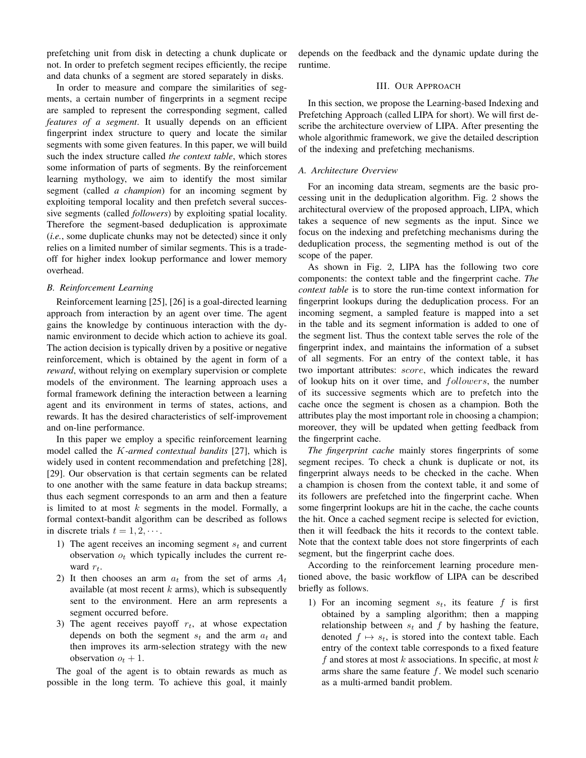prefetching unit from disk in detecting a chunk duplicate or not. In order to prefetch segment recipes efficiently, the recipe and data chunks of a segment are stored separately in disks.

In order to measure and compare the similarities of segments, a certain number of fingerprints in a segment recipe are sampled to represent the corresponding segment, called *features of a segment*. It usually depends on an efficient fingerprint index structure to query and locate the similar segments with some given features. In this paper, we will build such the index structure called *the context table*, which stores some information of parts of segments. By the reinforcement learning mythology, we aim to identify the most similar segment (called *a champion*) for an incoming segment by exploiting temporal locality and then prefetch several successive segments (called *followers*) by exploiting spatial locality. Therefore the segment-based deduplication is approximate (*i.e.*, some duplicate chunks may not be detected) since it only relies on a limited number of similar segments. This is a tradeoff for higher index lookup performance and lower memory overhead.

### B. Reinforcement Learning

Reinforcement learning [25], [26] is a goal-directed learning approach from interaction by an agent over time. The agent gains the knowledge by continuous interaction with the dynamic environment to decide which action to achieve its goal. The action decision is typically driven by a positive or negative reinforcement, which is obtained by the agent in form of a *reward*, without relying on exemplary supervision or complete models of the environment. The learning approach uses a formal framework defining the interaction between a learning agent and its environment in terms of states, actions, and rewards. It has the desired characteristics of self-improvement and on-line performance.

In this paper we employ a specific reinforcement learning model called the $K$*-armed contextual bandits* [27], which is widely used in content recommendation and prefetching [28], [29]. Our observation is that certain segments can be related to one another with the same feature in data backup streams; thus each segment corresponds to an arm and then a feature is limited to at most $k$ segments in the model. Formally, a formal context-bandit algorithm can be described as follows in discrete trials $t = 1, 2, \cdots$.

1) The agent receives an incoming segment $s_t$ and current observation $o_t$ which typically includes the current reward $r_t$.
2) It then chooses an arm $a_t$ from the set of arms $A_t$ available (at most recent $k$ arms), which is subsequently sent to the environment. Here an arm represents a segment occurred before.
3) The agent receives payoff $r_t$, at whose expectation depends on both the segment $s_t$ and the arm $a_t$ and then improves its arm-selection strategy with the new observation $o_t + 1$.

The goal of the agent is to obtain rewards as much as possible in the long term. To achieve this goal, it mainly depends on the feedback and the dynamic update during the runtime.

## III. Our Approach

In this section, we propose the Learning-based Indexing and Prefetching Approach (called LIPA for short). We will first describe the architecture overview of LIPA. After presenting the whole algorithmic framework, we give the detailed description of the indexing and prefetching mechanisms.

### A. Architecture Overview

For an incoming data stream, segments are the basic processing unit in the deduplication algorithm. Fig. 2 shows the architectural overview of the proposed approach, LIPA, which takes a sequence of new segments as the input. Since we focus on the indexing and prefetching mechanisms during the deduplication process, the segmenting method is out of the scope of the paper.

As shown in Fig. 2, LIPA has the following two core components: the context table and the fingerprint cache. *The context table* is to store the run-time context information for fingerprint lookups during the deduplication process. For an incoming segment, a sampled feature is mapped into a set in the table and its segment information is added to one of the segment list. Thus the context table serves the role of the fingerprint index, and maintains the information of a subset of all segments. For an entry of the context table, it has two important attributes: $score$, which indicates the reward of lookup hits on it over time, and $followers$, the number of its successive segments which are to prefetch into the cache once the segment is chosen as a champion. Both the attributes play the most important role in choosing a champion; moreover, they will be updated when getting feedback from the fingerprint cache.

*The fingerprint cache* mainly stores fingerprints of some segment recipes. To check a chunk is duplicate or not, its fingerprint always needs to be checked in the cache. When a champion is chosen from the context table, it and some of its followers are prefetched into the fingerprint cache. When some fingerprint lookups are hit in the cache, the cache counts the hit. Once a cached segment recipe is selected for eviction, then it will feedback the hits it records to the context table. Note that the context table does not store fingerprints of each segment, but the fingerprint cache does.

According to the reinforcement learning procedure mentioned above, the basic workflow of LIPA can be described briefly as follows.

1) For an incoming segment $s_t$, its feature $f$ is first obtained by a sampling algorithm; then a mapping relationship between $s_t$ and $f$ by hashing the feature, denoted $f \mapsto s_t$, is stored into the context table. Each entry of the context table corresponds to a fixed feature $f$ and stores at most $k$ associations. In specific, at most $k$ arms share the same feature $f$. We model such scenario as a multi-armed bandit problem.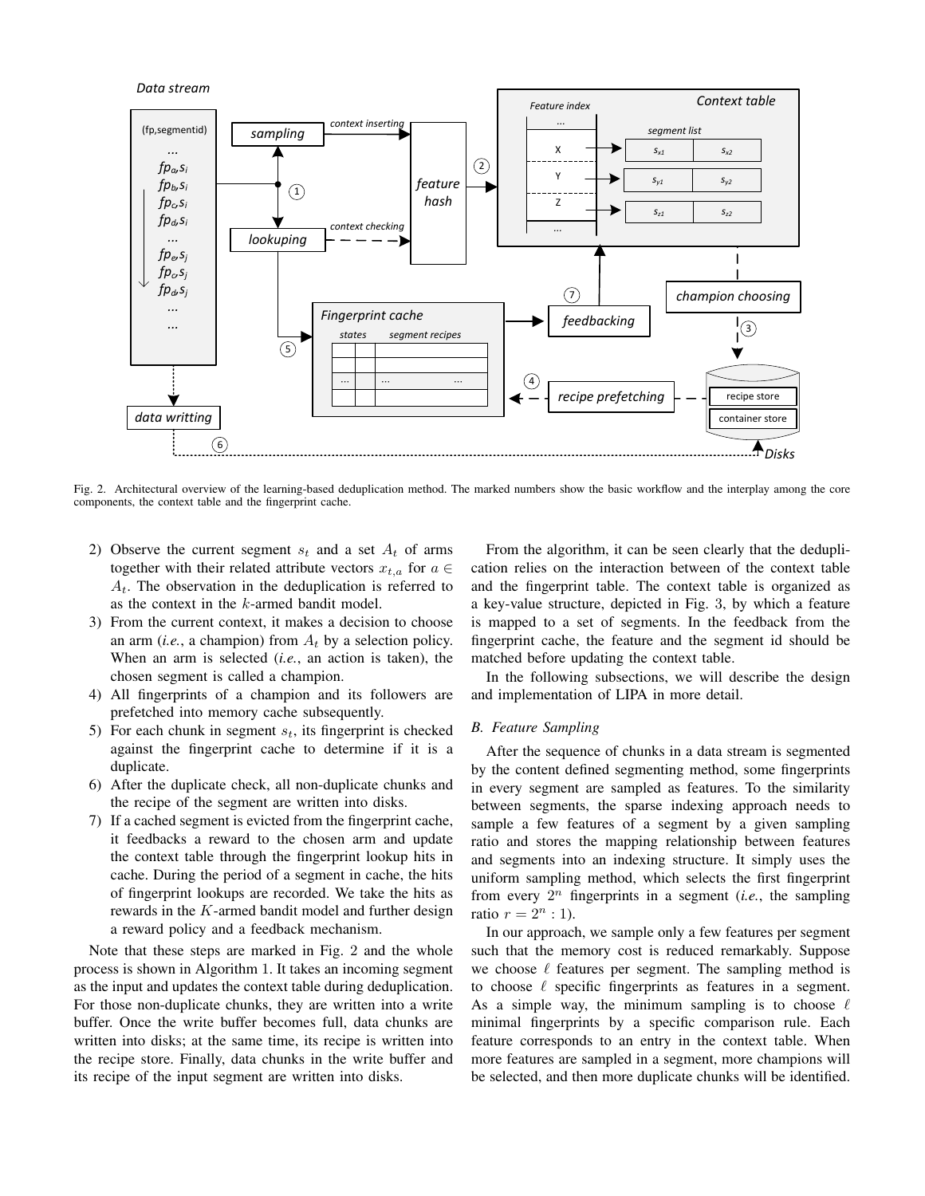Data stream

(fp,segmentid)

...

$fp_a$,$s_i$

$fp_b$,$s_i$

$fp_c$,$s_i$

$fp_d$,$s_i$

...

$fp_e$,$s_j$

$fp_c$,$s_j$

$fp_d$,$s_j$

...

...

sampling

context inserting

lookuping

context checking

feature hash

Context table

Feature index

segment list

X

Y

Z

$s_{x1}$ $s_{x2}$

$s_{y1}$ $s_{y2}$

$s_{z1}$ $s_{z2}$

champion choosing

Fingerprint cache

states

segment recipes

feedbacking

recipe prefetching

recipe store

container store

data writting

Disks

1 2 3 4 5 6 7

Fig. 2. Architectural overview of the learning-based deduplication method. The marked numbers show the basic workflow and the interplay among the core components, the context table and the fingerprint cache.

2) Observe the current segment $s_t$ and a set $A_t$ of arms together with their related attribute vectors $x_{t,a}$ for $a \in A_t$. The observation in the deduplication is referred to as the context in the $k$-armed bandit model.
3) From the current context, it makes a decision to choose an arm (*i.e.*, a champion) from $A_t$ by a selection policy. When an arm is selected (*i.e.*, an action is taken), the chosen segment is called a champion.
4) All fingerprints of a champion and its followers are prefetched into memory cache subsequently.
5) For each chunk in segment $s_t$, its fingerprint is checked against the fingerprint cache to determine if it is a duplicate.
6) After the duplicate check, all non-duplicate chunks and the recipe of the segment are written into disks.
7) If a cached segment is evicted from the fingerprint cache, it feedbacks a reward to the chosen arm and update the context table through the fingerprint lookup hits in cache. During the period of a segment in cache, the hits of fingerprint lookups are recorded. We take the hits as rewards in the $K$-armed bandit model and further design a reward policy and a feedback mechanism.

Note that these steps are marked in Fig. 2 and the whole process is shown in Algorithm 1. It takes an incoming segment as the input and updates the context table during deduplication. For those non-duplicate chunks, they are written into a write buffer. Once the write buffer becomes full, data chunks are written into disks; at the same time, its recipe is written into the recipe store. Finally, data chunks in the write buffer and its recipe of the input segment are written into disks.

From the algorithm, it can be seen clearly that the deduplication relies on the interaction between of the context table and the fingerprint table. The context table is organized as a key-value structure, depicted in Fig. 3, by which a feature is mapped to a set of segments. In the feedback from the fingerprint cache, the feature and the segment id should be matched before updating the context table.

In the following subsections, we will describe the design and implementation of LIPA in more detail.

### B. Feature Sampling

After the sequence of chunks in a data stream is segmented by the content defined segmenting method, some fingerprints in every segment are sampled as features. To the similarity between segments, the sparse indexing approach needs to sample a few features of a segment by a given sampling ratio and stores the mapping relationship between features and segments into an indexing structure. It simply uses the uniform sampling method, which selects the first fingerprint from every $2^n$ fingerprints in a segment (*i.e.*, the sampling ratio $r = 2^n : 1$).

In our approach, we sample only a few features per segment such that the memory cost is reduced remarkably. Suppose we choose $\ell$ features per segment. The sampling method is to choose $\ell$ specific fingerprints as features in a segment. As a simple way, the minimum sampling is to choose $\ell$ minimal fingerprints by a specific comparison rule. Each feature corresponds to an entry in the context table. When more features are sampled in a segment, more champions will be selected, and then more duplicate chunks will be identified.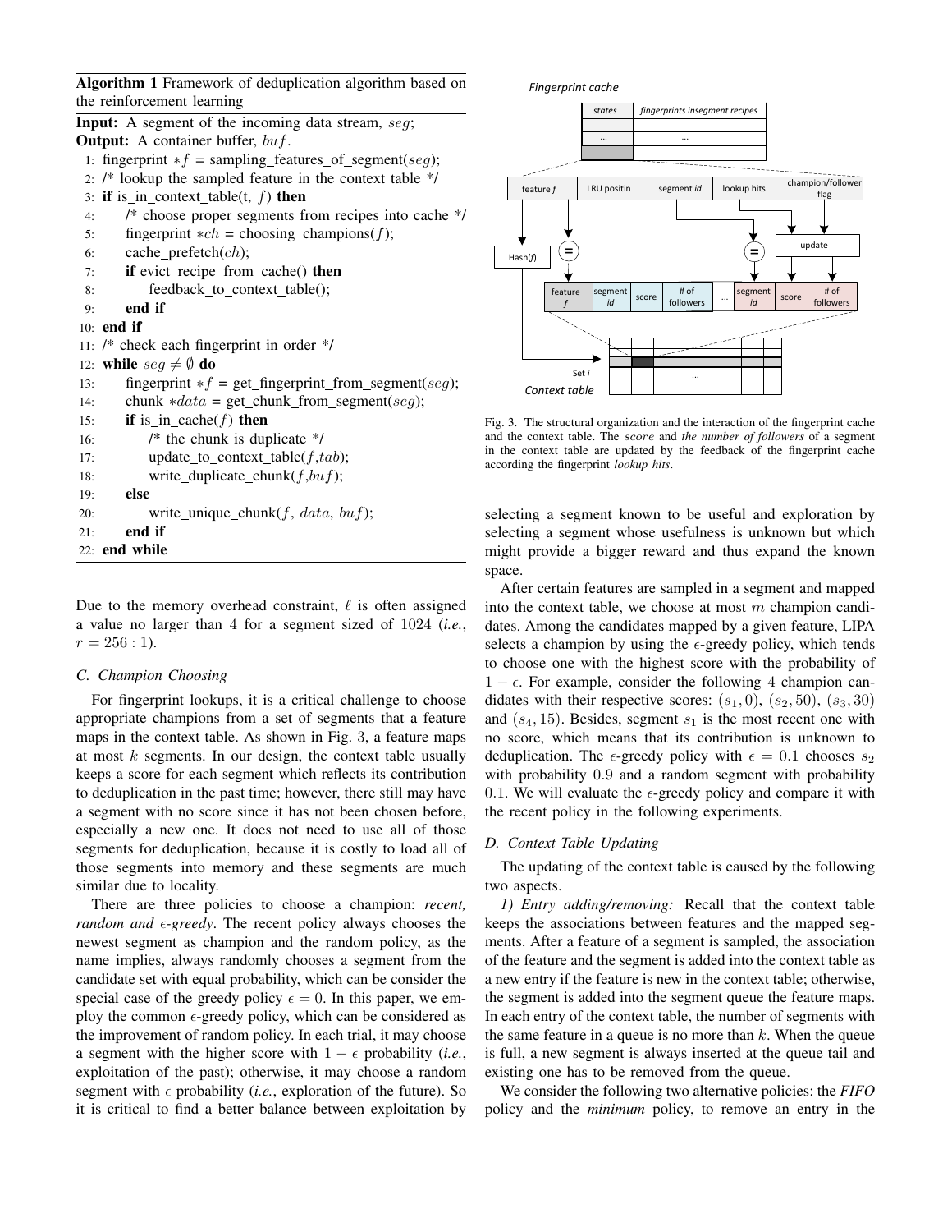**Algorithm 1** Framework of deduplication algorithm based on the reinforcement learning

**Input:** A segment of the incoming data stream, $seg$;
**Output:** A container buffer, $buf$.

```
1:  fingerprint *f = sampling_features_of_segment(seg);
2:  /* lookup the sampled feature in the context table */
3:  if is_in_context_table(t, f) then
4:      /* choose proper segments from recipes into cache */
5:      fingerprint *ch = choosing_champions(f);
6:      cache_prefetch(ch);
7:      if evict_recipe_from_cache() then
8:          feedback_to_context_table();
9:      end if
10: end if
11: /* check each fingerprint in order */
12: while seg ≠ ∅ do
13:     fingerprint *f = get_fingerprint_from_segment(seg);
14:     chunk *data = get_chunk_from_segment(seg);
15:     if is_in_cache(f) then
16:         /* the chunk is duplicate */
17:         update_to_context_table(f,tab);
18:         write_duplicate_chunk(f,buf);
19:     else
20:         write_unique_chunk(f, data, buf);
21:     end if
22: end while
```

Due to the memory overhead constraint, $\ell$ is often assigned a value no larger than 4 for a segment sized of 1024 (*i.e.*, $r = 256:1$).

### C. Champion Choosing

For fingerprint lookups, it is a critical challenge to choose appropriate champions from a set of segments that a feature maps in the context table. As shown in Fig. 3, a feature maps at most $k$ segments. In our design, the context table usually keeps a score for each segment which reflects its contribution to deduplication in the past time; however, there still may have a segment with no score since it has not been chosen before, especially a new one. It does not need to use all of those segments for deduplication, because it is costly to load all of those segments into memory and these segments are much similar due to locality.

There are three policies to choose a champion: *recent, random and $\epsilon$-greedy*. The recent policy always chooses the newest segment as champion and the random policy, as the name implies, always randomly chooses a segment from the candidate set with equal probability, which can be consider the special case of the greedy policy $\epsilon = 0$. In this paper, we employ the common $\epsilon$-greedy policy, which can be considered as the improvement of random policy. In each trial, it may choose a segment with the higher score with $1-\epsilon$ probability (*i.e.*, exploitation of the past); otherwise, it may choose a random segment with $\epsilon$ probability (*i.e.*, exploration of the future). So it is critical to find a better balance between exploitation by selecting a segment known to be useful and exploration by selecting a segment whose usefulness is unknown but which might provide a bigger reward and thus expand the known space.

Fingerprint cache

states | fingerprints insegment recipes

feature *f* | LRU positin | segment *id* | lookup hits | champion/follower flag

Hash(*f*)

=

update

feature *f* | segment *id* | score | # of followers | ... | segment *id* | score | # of followers

Set *i*

Context table

Fig. 3. The structural organization and the interaction of the fingerprint cache and the context table. The *score* and *the number of followers* of a segment in the context table are updated by the feedback of the fingerprint cache according the fingerprint *lookup hits*.

After certain features are sampled in a segment and mapped into the context table, we choose at most $m$ champion candidates. Among the candidates mapped by a given feature, LIPA selects a champion by using the $\epsilon$-greedy policy, which tends to choose one with the highest score with the probability of $1-\epsilon$. For example, consider the following 4 champion candidates with their respective scores: $(s_1, 0)$, $(s_2, 50)$, $(s_3, 30)$ and $(s_4, 15)$. Besides, segment $s_1$ is the most recent one with no score, which means that its contribution is unknown to deduplication. The $\epsilon$-greedy policy with $\epsilon = 0.1$ chooses $s_2$ with probability 0.9 and a random segment with probability 0.1. We will evaluate the $\epsilon$-greedy policy and compare it with the recent policy in the following experiments.

### D. Context Table Updating

The updating of the context table is caused by the following two aspects.

*1) Entry adding/removing:* Recall that the context table keeps the associations between features and the mapped segments. After a feature of a segment is sampled, the association of the feature and the segment is added into the context table as a new entry if the feature is new in the context table; otherwise, the segment is added into the segment queue the feature maps. In each entry of the context table, the number of segments with the same feature in a queue is no more than $k$. When the queue is full, a new segment is always inserted at the queue tail and existing one has to be removed from the queue.

We consider the following two alternative policies: the *FIFO* policy and the *minimum* policy, to remove an entry in the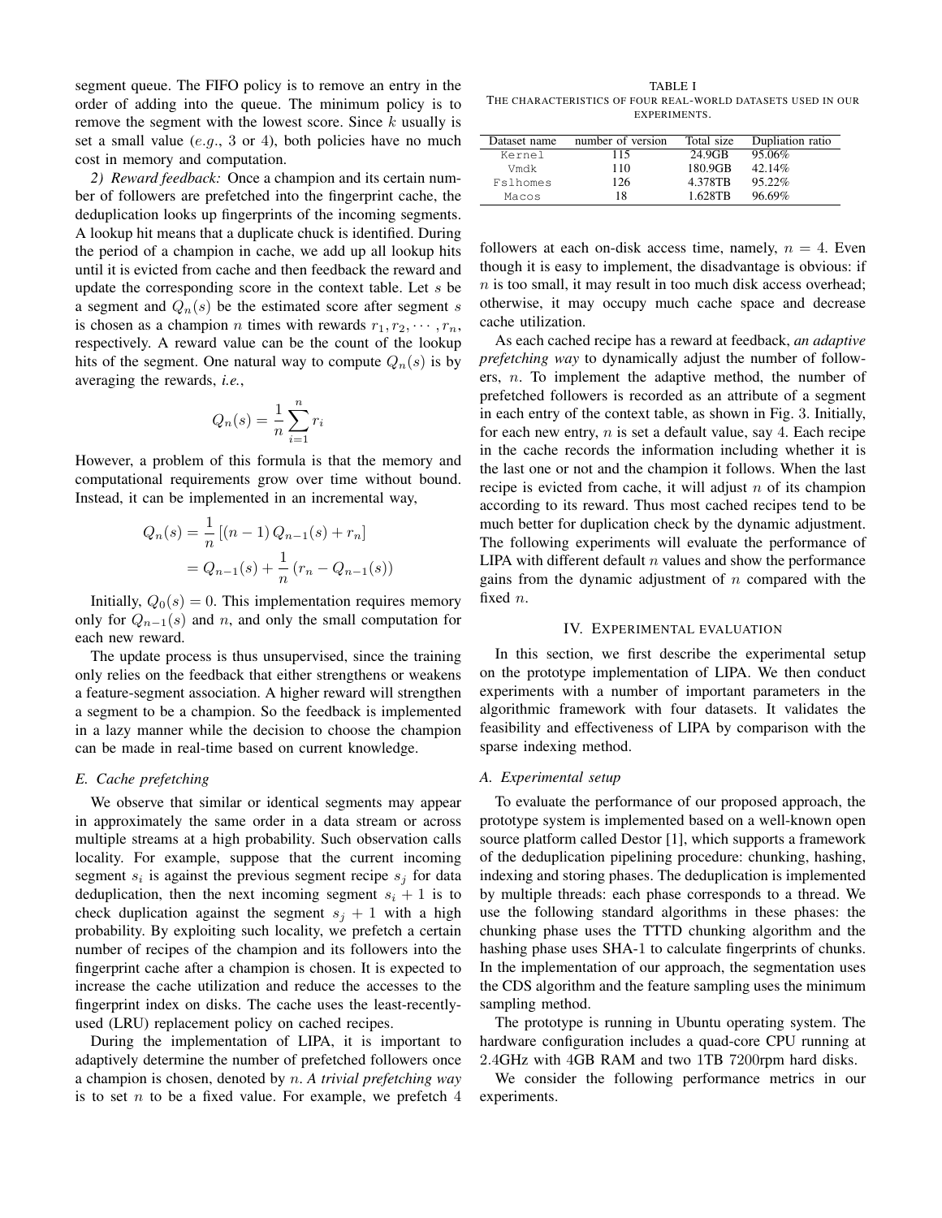segment queue. The FIFO policy is to remove an entry in the order of adding into the queue. The minimum policy is to remove the segment with the lowest score. Since $k$ usually is set a small value (*e.g.*, 3 or 4), both policies have no much cost in memory and computation.

*2) Reward feedback:* Once a champion and its certain number of followers are prefetched into the fingerprint cache, the deduplication looks up fingerprints of the incoming segments. A lookup hit means that a duplicate chuck is identified. During the period of a champion in cache, we add up all lookup hits until it is evicted from cache and then feedback the reward and update the corresponding score in the context table. Let $s$ be a segment and $Q_n(s)$ be the estimated score after segment $s$ is chosen as a champion $n$ times with rewards $r_1, r_2, \cdots, r_n$, respectively. A reward value can be the count of the lookup hits of the segment. One natural way to compute $Q_n(s)$ is by averaging the rewards, *i.e.*,

$$Q_n(s) = \frac{1}{n}\sum_{i=1}^{n} r_i$$

However, a problem of this formula is that the memory and computational requirements grow over time without bound. Instead, it can be implemented in an incremental way,

$$\begin{aligned} Q_n(s) &= \frac{1}{n}\left[(n-1)\,Q_{n-1}(s) + r_n\right] \\ &= Q_{n-1}(s) + \frac{1}{n}\left(r_n - Q_{n-1}(s)\right) \end{aligned}$$

Initially, $Q_0(s) = 0$. This implementation requires memory only for $Q_{n-1}(s)$ and $n$, and only the small computation for each new reward.

The update process is thus unsupervised, since the training only relies on the feedback that either strengthens or weakens a feature-segment association. A higher reward will strengthen a segment to be a champion. So the feedback is implemented in a lazy manner while the decision to choose the champion can be made in real-time based on current knowledge.

### E. Cache prefetching

We observe that similar or identical segments may appear in approximately the same order in a data stream or across multiple streams at a high probability. Such observation calls locality. For example, suppose that the current incoming segment $s_i$ is against the previous segment recipe $s_j$ for data deduplication, then the next incoming segment $s_i + 1$ is to check duplication against the segment $s_j + 1$ with a high probability. By exploiting such locality, we prefetch a certain number of recipes of the champion and its followers into the fingerprint cache after a champion is chosen. It is expected to increase the cache utilization and reduce the accesses to the fingerprint index on disks. The cache uses the least-recently-used (LRU) replacement policy on cached recipes.

During the implementation of LIPA, it is important to adaptively determine the number of prefetched followers once a champion is chosen, denoted by $n$. *A trivial prefetching way* is to set $n$ to be a fixed value. For example, we prefetch 4 followers at each on-disk access time, namely, $n = 4$. Even though it is easy to implement, the disadvantage is obvious: if $n$ is too small, it may result in too much disk access overhead; otherwise, it may occupy much cache space and decrease cache utilization.

As each cached recipe has a reward at feedback, *an adaptive prefetching way* to dynamically adjust the number of followers, $n$. To implement the adaptive method, the number of prefetched followers is recorded as an attribute of a segment in each entry of the context table, as shown in Fig. 3. Initially, for each new entry, $n$ is set a default value, say 4. Each recipe in the cache records the information including whether it is the last one or not and the champion it follows. When the last recipe is evicted from cache, it will adjust $n$ of its champion according to its reward. Thus most cached recipes tend to be much better for duplication check by the dynamic adjustment. The following experiments will evaluate the performance of LIPA with different default $n$ values and show the performance gains from the dynamic adjustment of $n$ compared with the fixed $n$.

TABLE I
THE CHARACTERISTICS OF FOUR REAL-WORLD DATASETS USED IN OUR EXPERIMENTS.

| Dataset name | number of version | Total size | Dupliation ratio |
|---|---|---|---|
| Kernel | 115 | 24.9GB | 95.06% |
| Vmdk | 110 | 180.9GB | 42.14% |
| Fslhomes | 126 | 4.378TB | 95.22% |
| Macos | 18 | 1.628TB | 96.69% |

## IV. Experimental Evaluation

In this section, we first describe the experimental setup on the prototype implementation of LIPA. We then conduct experiments with a number of important parameters in the algorithmic framework with four datasets. It validates the feasibility and effectiveness of LIPA by comparison with the sparse indexing method.

### A. Experimental setup

To evaluate the performance of our proposed approach, the prototype system is implemented based on a well-known open source platform called Destor [1], which supports a framework of the deduplication pipelining procedure: chunking, hashing, indexing and storing phases. The deduplication is implemented by multiple threads: each phase corresponds to a thread. We use the following standard algorithms in these phases: the chunking phase uses the TTTD chunking algorithm and the hashing phase uses SHA-1 to calculate fingerprints of chunks. In the implementation of our approach, the segmentation uses the CDS algorithm and the feature sampling uses the minimum sampling method.

The prototype is running in Ubuntu operating system. The hardware configuration includes a quad-core CPU running at 2.4GHz with 4GB RAM and two 1TB 7200rpm hard disks.

We consider the following performance metrics in our experiments.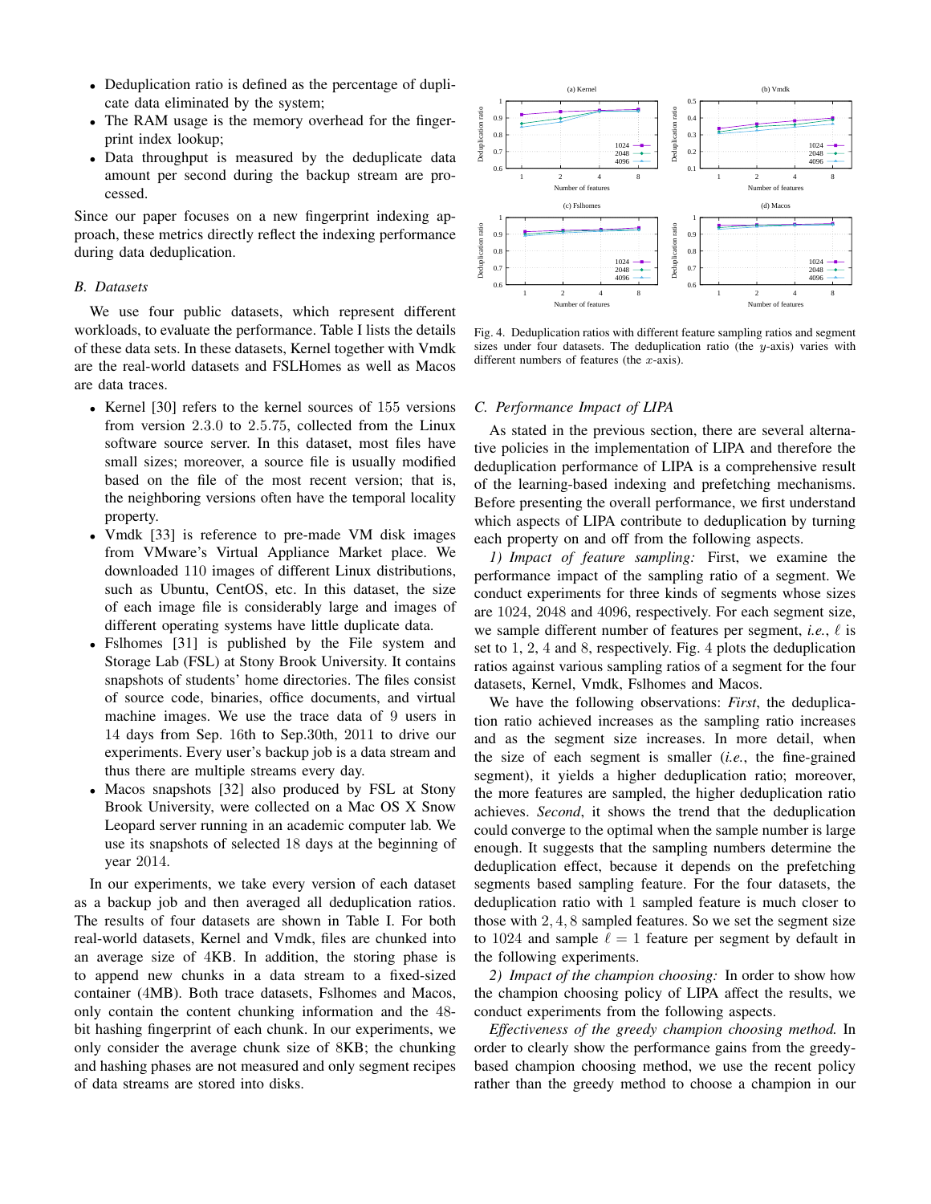- Deduplication ratio is defined as the percentage of duplicate data eliminated by the system;
- The RAM usage is the memory overhead for the fingerprint index lookup;
- Data throughput is measured by the deduplicate data amount per second during the backup stream are processed.

Since our paper focuses on a new fingerprint indexing approach, these metrics directly reflect the indexing performance during data deduplication.

### B. Datasets

We use four public datasets, which represent different workloads, to evaluate the performance. Table I lists the details of these data sets. In these datasets, Kernel together with Vmdk are the real-world datasets and FSLHomes as well as Macos are data traces.

- Kernel [30] refers to the kernel sources of 155 versions from version 2.3.0 to 2.5.75, collected from the Linux software source server. In this dataset, most files have small sizes; moreover, a source file is usually modified based on the file of the most recent version; that is, the neighboring versions often have the temporal locality property.
- Vmdk [33] is reference to pre-made VM disk images from VMware's Virtual Appliance Market place. We downloaded 110 images of different Linux distributions, such as Ubuntu, CentOS, etc. In this dataset, the size of each image file is considerably large and images of different operating systems have little duplicate data.
- Fslhomes [31] is published by the File system and Storage Lab (FSL) at Stony Brook University. It contains snapshots of students' home directories. The files consist of source code, binaries, office documents, and virtual machine images. We use the trace data of 9 users in 14 days from Sep. 16th to Sep.30th, 2011 to drive our experiments. Every user's backup job is a data stream and thus there are multiple streams every day.
- Macos snapshots [32] also produced by FSL at Stony Brook University, were collected on a Mac OS X Snow Leopard server running in an academic computer lab. We use its snapshots of selected 18 days at the beginning of year 2014.

In our experiments, we take every version of each dataset as a backup job and then averaged all deduplication ratios. The results of four datasets are shown in Table I. For both real-world datasets, Kernel and Vmdk, files are chunked into an average size of 4KB. In addition, the storing phase is to append new chunks in a data stream to a fixed-sized container (4MB). Both trace datasets, Fslhomes and Macos, only contain the content chunking information and the 48-bit hashing fingerprint of each chunk. In our experiments, we only consider the average chunk size of 8KB; the chunking and hashing phases are not measured and only segment recipes of data streams are stored into disks.

(a) Kernel
(b) Vmdk
(c) Fslhomes
(d) Macos
Deduplication ratio
Number of features
1024
2048
4096

Fig. 4. Deduplication ratios with different feature sampling ratios and segment sizes under four datasets. The deduplication ratio (the $y$-axis) varies with different numbers of features (the $x$-axis).

### C. Performance Impact of LIPA

As stated in the previous section, there are several alternative policies in the implementation of LIPA and therefore the deduplication performance of LIPA is a comprehensive result of the learning-based indexing and prefetching mechanisms. Before presenting the overall performance, we first understand which aspects of LIPA contribute to deduplication by turning each property on and off from the following aspects.

*1) Impact of feature sampling:* First, we examine the performance impact of the sampling ratio of a segment. We conduct experiments for three kinds of segments whose sizes are 1024, 2048 and 4096, respectively. For each segment size, we sample different number of features per segment, *i.e.*, $\ell$ is set to 1, 2, 4 and 8, respectively. Fig. 4 plots the deduplication ratios against various sampling ratios of a segment for the four datasets, Kernel, Vmdk, Fslhomes and Macos.

We have the following observations: *First*, the deduplication ratio achieved increases as the sampling ratio increases and as the segment size increases. In more detail, when the size of each segment is smaller (*i.e.*, the fine-grained segment), it yields a higher deduplication ratio; moreover, the more features are sampled, the higher deduplication ratio achieves. *Second*, it shows the trend that the deduplication could converge to the optimal when the sample number is large enough. It suggests that the sampling numbers determine the deduplication effect, because it depends on the prefetching segments based sampling feature. For the four datasets, the deduplication ratio with 1 sampled feature is much closer to those with 2, 4, 8 sampled features. So we set the segment size to 1024 and sample $\ell = 1$ feature per segment by default in the following experiments.

*2) Impact of the champion choosing:* In order to show how the champion choosing policy of LIPA affect the results, we conduct experiments from the following aspects.

*Effectiveness of the greedy champion choosing method.* In order to clearly show the performance gains from the greedy-based champion choosing method, we use the recent policy rather than the greedy method to choose a champion in our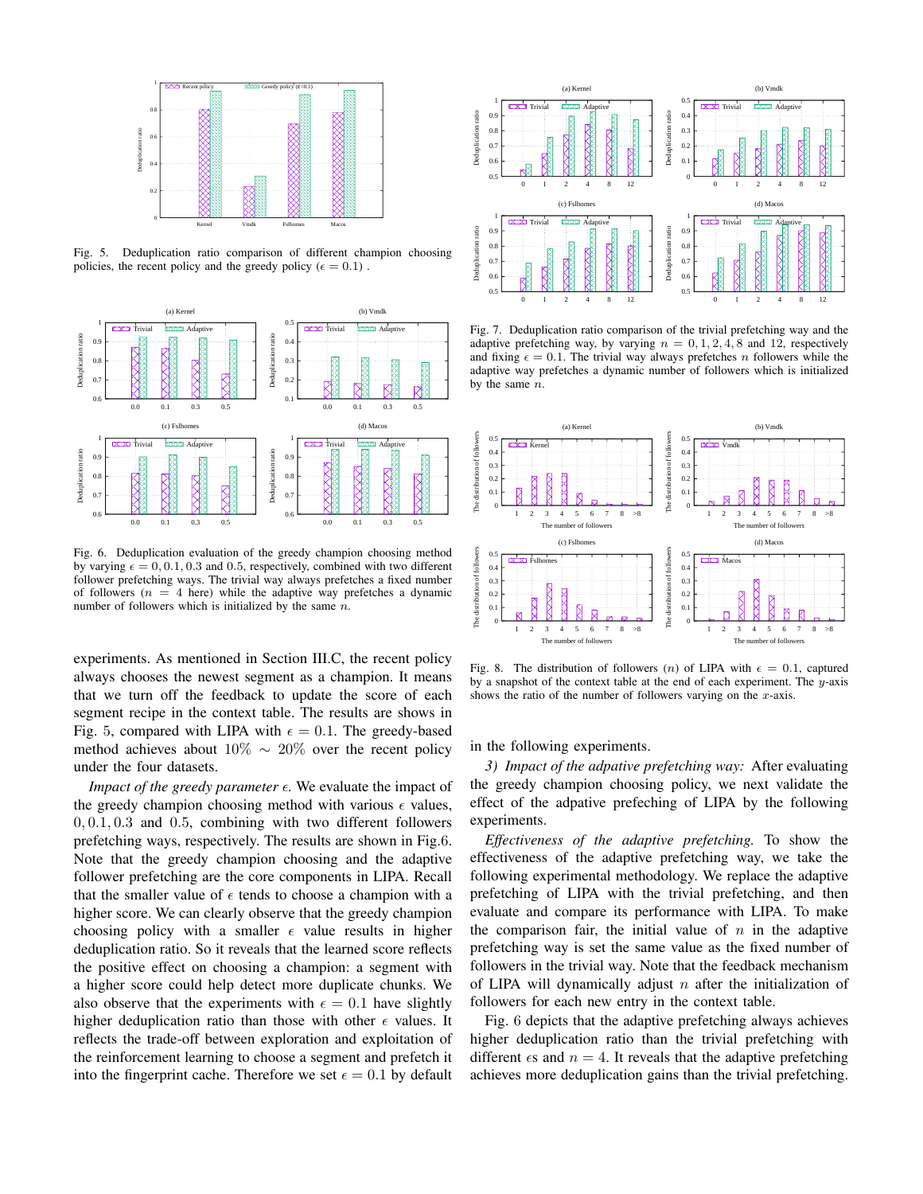Recent policy
Greedy policy (ε=0.1)

Deduplication ratio

1
0.8
0.6
0.4
0.2
0

Kernel Vmdk Fslhomes Macos

Fig. 5. Deduplication ratio comparison of different champion choosing policies, the recent policy and the greedy policy ($\epsilon = 0.1$) .

(a) Kernel
(b) Vmdk
(c) Fslhomes
(d) Macos

Trivial
Adaptive

Deduplication ratio

0.0 0.1 0.3 0.5

Fig. 6. Deduplication evaluation of the greedy champion choosing method by varying $\epsilon = 0, 0.1, 0.3$ and $0.5$, respectively, combined with two different follower prefetching ways. The trivial way always prefetches a fixed number of followers ($n = 4$ here) while the adaptive way prefetches a dynamic number of followers which is initialized by the same $n$.

experiments. As mentioned in Section III.C, the recent policy always chooses the newest segment as a champion. It means that we turn off the feedback to update the score of each segment recipe in the context table. The results are shows in Fig. 5, compared with LIPA with $\epsilon = 0.1$. The greedy-based method achieves about $10\% \sim 20\%$ over the recent policy under the four datasets.

*Impact of the greedy parameter* $\epsilon$. We evaluate the impact of the greedy champion choosing method with various $\epsilon$ values, $0, 0.1, 0.3$ and $0.5$, combining with two different followers prefetching ways, respectively. The results are shown in Fig.6. Note that the greedy champion choosing and the adaptive follower prefetching are the core components in LIPA. Recall that the smaller value of $\epsilon$ tends to choose a champion with a higher score. We can clearly observe that the greedy champion choosing policy with a smaller $\epsilon$ value results in higher deduplication ratio. So it reveals that the learned score reflects the positive effect on choosing a champion: a segment with a higher score could help detect more duplicate chunks. We also observe that the experiments with $\epsilon = 0.1$ have slightly higher deduplication ratio than those with other $\epsilon$ values. It reflects the trade-off between exploration and exploitation of the reinforcement learning to choose a segment and prefetch it into the fingerprint cache. Therefore we set $\epsilon = 0.1$ by default

(a) Kernel
(b) Vmdk
(c) Fslhomes
(d) Macos

Trivial
Adaptive

Deduplication ratio

0 1 2 4 8 12

Fig. 7. Deduplication ratio comparison of the trivial prefetching way and the adaptive prefetching way, by varying $n = 0, 1, 2, 4, 8$ and $12$, respectively and fixing $\epsilon = 0.1$. The trivial way always prefetches $n$ followers while the adaptive way prefetches a dynamic number of followers which is initialized by the same $n$.

(a) Kernel
(b) Vmdk
(c) Fslhomes
(d) Macos

The distribution of followers

The number of followers

1 2 3 4 5 6 7 8 >8

Fig. 8. The distribution of followers ($n$) of LIPA with $\epsilon = 0.1$, captured by a snapshot of the context table at the end of each experiment. The $y$-axis shows the ratio of the number of followers varying on the $x$-axis.

in the following experiments.

*3) Impact of the adpative prefetching way:* After evaluating the greedy champion choosing policy, we next validate the effect of the adaptive prefeching of LIPA by the following experiments.

*Effectiveness of the adaptive prefetching.* To show the effectiveness of the adaptive prefetching way, we take the following experimental methodology. We replace the adaptive prefetching of LIPA with the trivial prefetching, and then evaluate and compare its performance with LIPA. To make the comparison fair, the initial value of $n$ in the adaptive prefetching way is set the same value as the fixed number of followers in the trivial way. Note that the feedback mechanism of LIPA will dynamically adjust $n$ after the initialization of followers for each new entry in the context table.

Fig. 6 depicts that the adaptive prefetching always achieves higher deduplication ratio than the trivial prefetching with different $\epsilon$s and $n = 4$. It reveals that the adaptive prefetching achieves more deduplication gains than the trivial prefetching.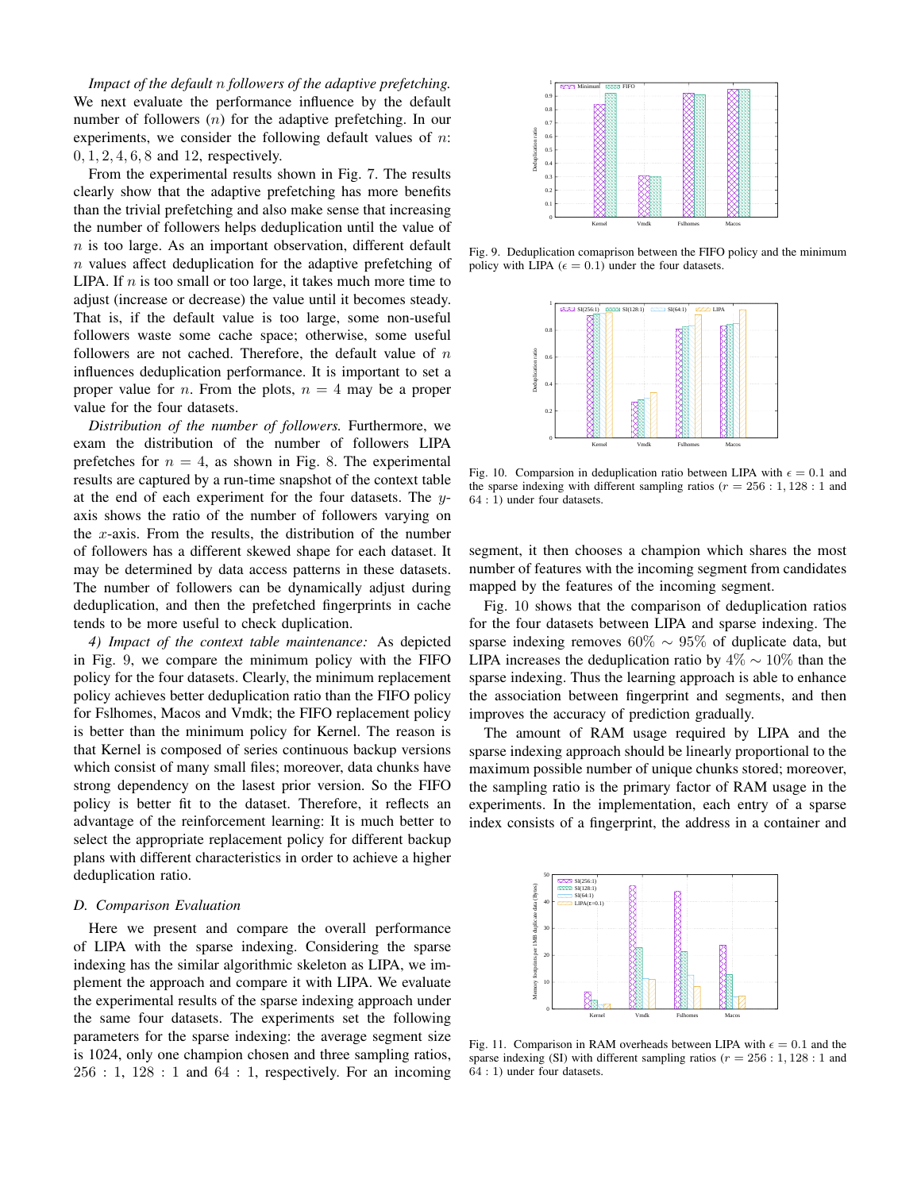*Impact of the default* $n$ *followers of the adaptive prefetching.* We next evaluate the performance influence by the default number of followers ($n$) for the adaptive prefetching. In our experiments, we consider the following default values of $n$: $0, 1, 2, 4, 6, 8$ and $12$, respectively.

From the experimental results shown in Fig. 7. The results clearly show that the adaptive prefetching has more benefits than the trivial prefetching and also make sense that increasing the number of followers helps deduplication until the value of $n$ is too large. As an important observation, different default $n$ values affect deduplication for the adaptive prefetching of LIPA. If $n$ is too small or too large, it takes much more time to adjust (increase or decrease) the value until it becomes steady. That is, if the default value is too large, some non-useful followers waste some cache space; otherwise, some useful followers are not cached. Therefore, the default value of $n$ influences deduplication performance. It is important to set a proper value for $n$. From the plots, $n = 4$ may be a proper value for the four datasets.

*Distribution of the number of followers.* Furthermore, we exam the distribution of the number of followers LIPA prefetches for $n = 4$, as shown in Fig. 8. The experimental results are captured by a run-time snapshot of the context table at the end of each experiment for the four datasets. The $y$-axis shows the ratio of the number of followers varying on the $x$-axis. From the results, the distribution of the number of followers has a different skewed shape for each dataset. It may be determined by data access patterns in these datasets. The number of followers can be dynamically adjust during deduplication, and then the prefetched fingerprints in cache tends to be more useful to check duplication.

*4) Impact of the context table maintenance:* As depicted in Fig. 9, we compare the minimum policy with the FIFO policy for the four datasets. Clearly, the minimum replacement policy achieves better deduplication ratio than the FIFO policy for Fslhomes, Macos and Vmdk; the FIFO replacement policy is better than the minimum policy for Kernel. The reason is that Kernel is composed of series continuous backup versions which consist of many small files; moreover, data chunks have strong dependency on the lasest prior version. So the FIFO policy is better fit to the dataset. Therefore, it reflects an advantage of the reinforcement learning: It is much better to select the appropriate replacement policy for different backup plans with different characteristics in order to achieve a higher deduplication ratio.

### D. Comparison Evaluation

Here we present and compare the overall performance of LIPA with the sparse indexing. Considering the sparse indexing has the similar algorithmic skeleton as LIPA, we implement the approach and compare it with LIPA. We evaluate the experimental results of the sparse indexing approach under the same four datasets. The experiments set the following parameters for the sparse indexing: the average segment size is 1024, only one champion chosen and three sampling ratios, $256:1$, $128:1$ and $64:1$, respectively. For an incoming segment, it then chooses a champion which shares the most number of features with the incoming segment from candidates mapped by the features of the incoming segment.

Minimum
FIFO
Deduplication ratio
1
0.9
0.8
0.7
0.6
0.5
0.4
0.3
0.2
0.1
0
Kernel
Vmdk
Fslhomes
Macos

Fig. 9. Deduplication comaprison between the FIFO policy and the minimum policy with LIPA ($\epsilon = 0.1$) under the four datasets.

SI(256:1)
SI(128:1)
SI(64:1)
LIPA
Deduplication ratio
1
0.8
0.6
0.4
0.2
0
Kernel
Vmdk
Fslhomes
Macos

Fig. 10. Comparsion in deduplication ratio between LIPA with $\epsilon = 0.1$ and the sparse indexing with different sampling ratios ($r = 256:1, 128:1$ and $64:1$) under four datasets.

Fig. 10 shows that the comparison of deduplication ratios for the four datasets between LIPA and sparse indexing. The sparse indexing removes $60\% \sim 95\%$ of duplicate data, but LIPA increases the deduplication ratio by $4\% \sim 10\%$ than the sparse indexing. Thus the learning approach is able to enhance the association between fingerprint and segments, and then improves the accuracy of prediction gradually.

The amount of RAM usage required by LIPA and the sparse indexing approach should be linearly proportional to the maximum possible number of unique chunks stored; moreover, the sampling ratio is the primary factor of RAM usage in the experiments. In the implementation, each entry of a sparse index consists of a fingerprint, the address in a container and

SI(256:1)
SI(128:1)
SI(64:1)
LIPA(ε=0.1)
Memory footprints per 1MB duplicate data (Bytes)
50
40
30
20
10
0
Kernel
Vmdk
Fslhomes
Macos

Fig. 11. Comparison in RAM overheads between LIPA with $\epsilon = 0.1$ and the sparse indexing (SI) with different sampling ratios ($r = 256:1, 128:1$ and $64:1$) under four datasets.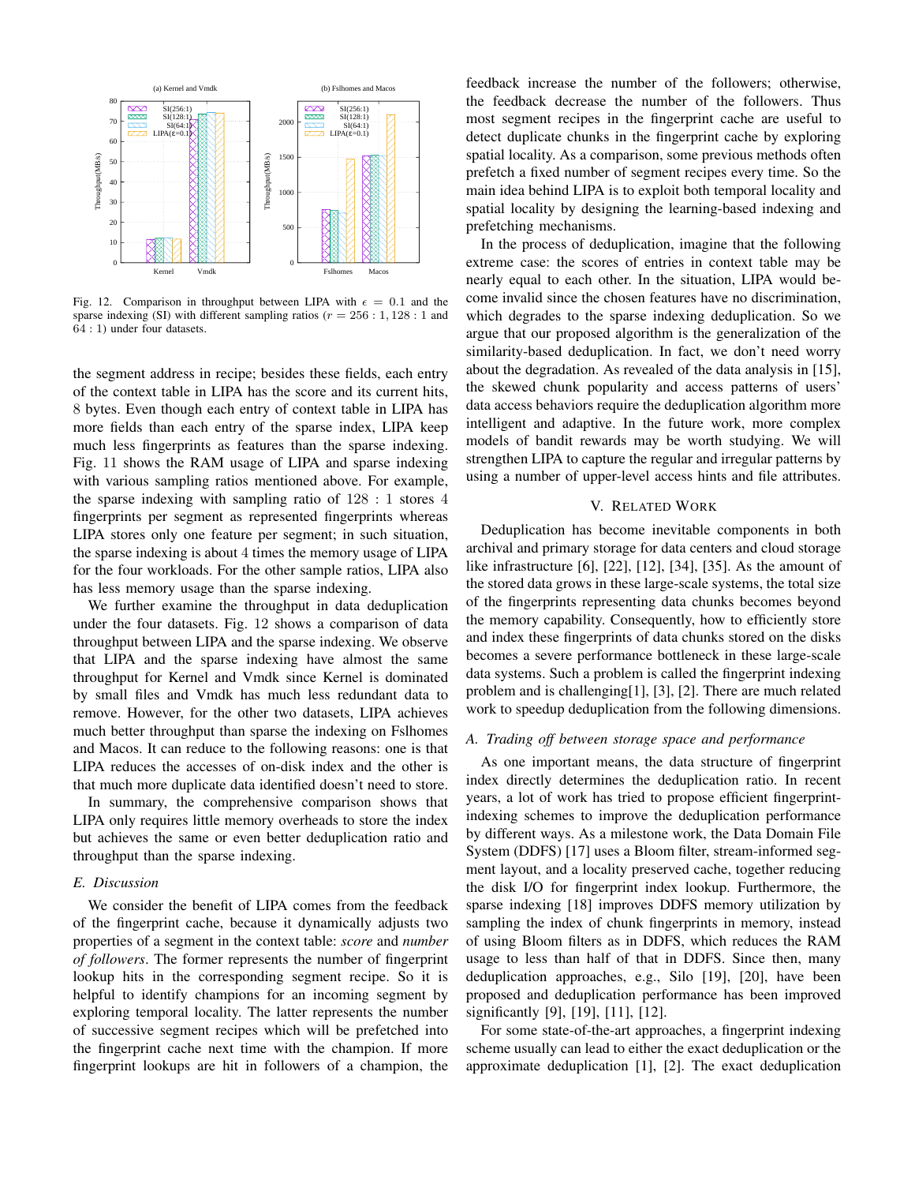(a) Kernel and Vmdk

Throughput(MB/s)

80
70
60
50
40
30
20
10
0

SI(256:1)
SI(128:1)
SI(64:1)
LIPA(ε=0.1)

Kernel
Vmdk

(b) Fslhomes and Macos

Throughput(MB/s)

2000
1500
1000
500
0

SI(256:1)
SI(128:1)
SI(64:1)
LIPA(ε=0.1)

Fslhomes
Macos

Fig. 12. Comparison in throughput between LIPA with $\epsilon = 0.1$ and the sparse indexing (SI) with different sampling ratios ($r = 256:1, 128:1$ and $64:1$) under four datasets.

the segment address in recipe; besides these fields, each entry of the context table in LIPA has the score and its current hits, 8 bytes. Even though each entry of context table in LIPA has more fields than each entry of the sparse index, LIPA keep much less fingerprints as features than the sparse indexing. Fig. 11 shows the RAM usage of LIPA and sparse indexing with various sampling ratios mentioned above. For example, the sparse indexing with sampling ratio of $128:1$ stores 4 fingerprints per segment as represented fingerprints whereas LIPA stores only one feature per segment; in such situation, the sparse indexing is about 4 times the memory usage of LIPA for the four workloads. For the other sample ratios, LIPA also has less memory usage than the sparse indexing.

We further examine the throughput in data deduplication under the four datasets. Fig. 12 shows a comparison of data throughput between LIPA and the sparse indexing. We observe that LIPA and the sparse indexing have almost the same throughput for Kernel and Vmdk since Kernel is dominated by small files and Vmdk has much less redundant data to remove. However, for the other two datasets, LIPA achieves much better throughput than sparse the indexing on Fslhomes and Macos. It can reduce to the following reasons: one is that LIPA reduces the accesses of on-disk index and the other is that much more duplicate data identified doesn't need to store.

In summary, the comprehensive comparison shows that LIPA only requires little memory overheads to store the index but achieves the same or even better deduplication ratio and throughput than the sparse indexing.

### E. Discussion

We consider the benefit of LIPA comes from the feedback of the fingerprint cache, because it dynamically adjusts two properties of a segment in the context table: *score* and *number of followers*. The former represents the number of fingerprint lookup hits in the corresponding segment recipe. So it is helpful to identify champions for an incoming segment by exploring temporal locality. The latter represents the number of successive segment recipes which will be prefetched into the fingerprint cache next time with the champion. If more fingerprint lookups are hit in followers of a champion, the feedback increase the number of the followers; otherwise, the feedback decrease the number of the followers. Thus most segment recipes in the fingerprint cache are useful to detect duplicate chunks in the fingerprint cache by exploring spatial locality. As a comparison, some previous methods often prefetch a fixed number of segment recipes every time. So the main idea behind LIPA is to exploit both temporal locality and spatial locality by designing the learning-based indexing and prefetching mechanisms.

In the process of deduplication, imagine that the following extreme case: the scores of entries in context table may be nearly equal to each other. In the situation, LIPA would become invalid since the chosen features have no discrimination, which degrades to the sparse indexing deduplication. So we argue that our proposed algorithm is the generalization of the similarity-based deduplication. In fact, we don't need worry about the degradation. As revealed of the data analysis in [15], the skewed chunk popularity and access patterns of users' data access behaviors require the deduplication algorithm more intelligent and adaptive. In the future work, more complex models of bandit rewards may be worth studying. We will strengthen LIPA to capture the regular and irregular patterns by using a number of upper-level access hints and file attributes.

## V. Related Work

Deduplication has become inevitable components in both archival and primary storage for data centers and cloud storage like infrastructure [6], [22], [12], [34], [35]. As the amount of the stored data grows in these large-scale systems, the total size of the fingerprints representing data chunks becomes beyond the memory capability. Consequently, how to efficiently store and index these fingerprints of data chunks stored on the disks becomes a severe performance bottleneck in these large-scale data systems. Such a problem is called the fingerprint indexing problem and is challenging[1], [3], [2]. There are much related work to speedup deduplication from the following dimensions.

### A. Trading off between storage space and performance

As one important means, the data structure of fingerprint index directly determines the deduplication ratio. In recent years, a lot of work has tried to propose efficient fingerprint-indexing schemes to improve the deduplication performance by different ways. As a milestone work, the Data Domain File System (DDFS) [17] uses a Bloom filter, stream-informed segment layout, and a locality preserved cache, together reducing the disk I/O for fingerprint index lookup. Furthermore, the sparse indexing [18] improves DDFS memory utilization by sampling the index of chunk fingerprints in memory, instead of using Bloom filters as in DDFS, which reduces the RAM usage to less than half of that in DDFS. Since then, many deduplication approaches, e.g., Silo [19], [20], have been proposed and deduplication performance has been improved significantly [9], [19], [11], [12].

For some state-of-the-art approaches, a fingerprint indexing scheme usually can lead to either the exact deduplication or the approximate deduplication [1], [2]. The exact deduplication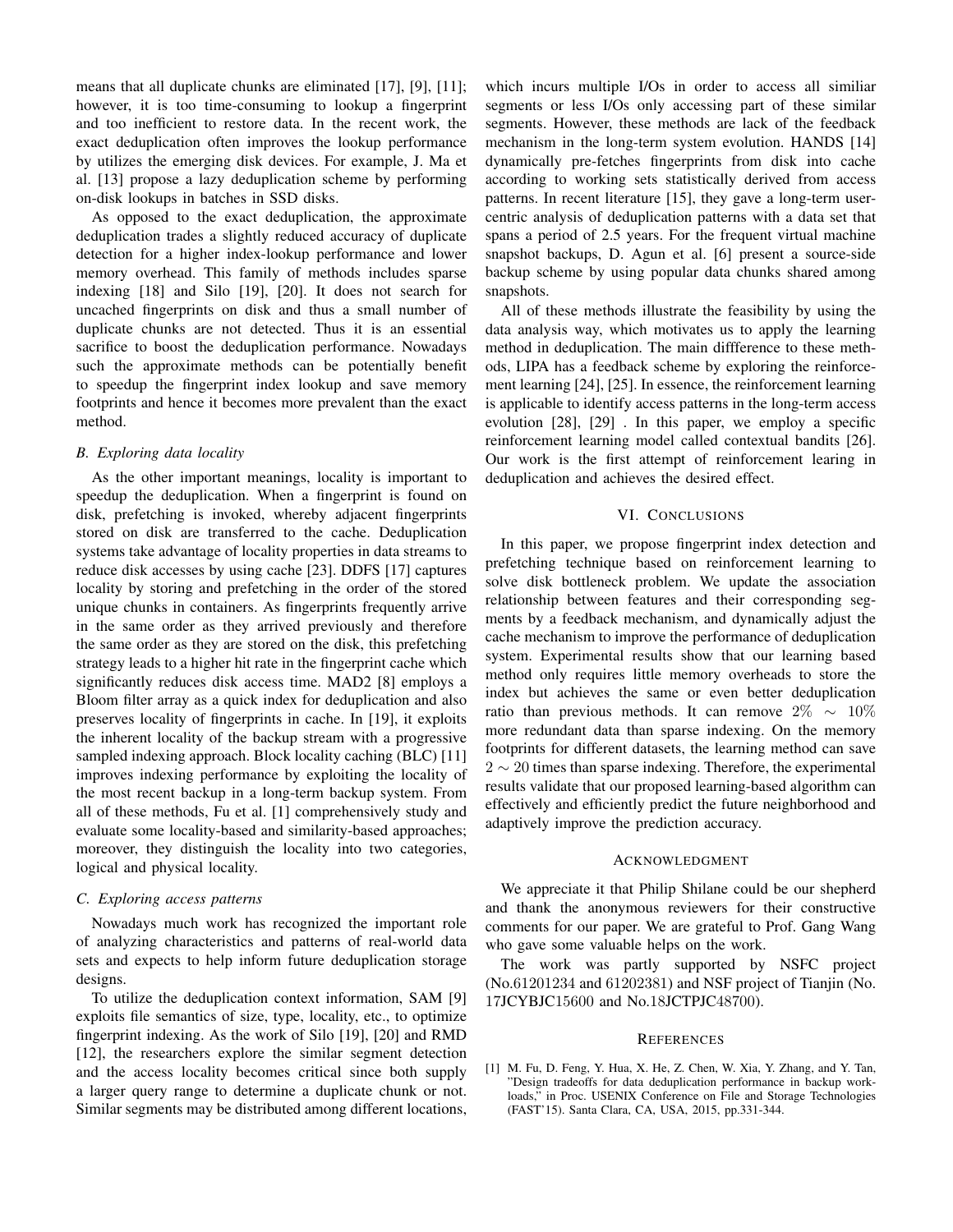means that all duplicate chunks are eliminated [17], [9], [11]; however, it is too time-consuming to lookup a fingerprint and too inefficient to restore data. In the recent work, the exact deduplication often improves the lookup performance by utilizes the emerging disk devices. For example, J. Ma et al. [13] propose a lazy deduplication scheme by performing on-disk lookups in batches in SSD disks.

As opposed to the exact deduplication, the approximate deduplication trades a slightly reduced accuracy of duplicate detection for a higher index-lookup performance and lower memory overhead. This family of methods includes sparse indexing [18] and Silo [19], [20]. It does not search for uncached fingerprints on disk and thus a small number of duplicate chunks are not detected. Thus it is an essential sacrifice to boost the deduplication performance. Nowadays such the approximate methods can be potentially benefit to speedup the fingerprint index lookup and save memory footprints and hence it becomes more prevalent than the exact method.

### *B. Exploring data locality*

As the other important meanings, locality is important to speedup the deduplication. When a fingerprint is found on disk, prefetching is invoked, whereby adjacent fingerprints stored on disk are transferred to the cache. Deduplication systems take advantage of locality properties in data streams to reduce disk accesses by using cache [23]. DDFS [17] captures locality by storing and prefetching in the order of the stored unique chunks in containers. As fingerprints frequently arrive in the same order as they arrived previously and therefore the same order as they are stored on the disk, this prefetching strategy leads to a higher hit rate in the fingerprint cache which significantly reduces disk access time. MAD2 [8] employs a Bloom filter array as a quick index for deduplication and also preserves locality of fingerprints in cache. In [19], it exploits the inherent locality of the backup stream with a progressive sampled indexing approach. Block locality caching (BLC) [11] improves indexing performance by exploiting the locality of the most recent backup in a long-term backup system. From all of these methods, Fu et al. [1] comprehensively study and evaluate some locality-based and similarity-based approaches; moreover, they distinguish the locality into two categories, logical and physical locality.

### *C. Exploring access patterns*

Nowadays much work has recognized the important role of analyzing characteristics and patterns of real-world data sets and expects to help inform future deduplication storage designs.

To utilize the deduplication context information, SAM [9] exploits file semantics of size, type, locality, etc., to optimize fingerprint indexing. As the work of Silo [19], [20] and RMD [12], the researchers explore the similar segment detection and the access locality becomes critical since both supply a larger query range to determine a duplicate chunk or not. Similar segments may be distributed among different locations, which incurs multiple I/Os in order to access all similiar segments or less I/Os only accessing part of these similar segments. However, these methods are lack of the feedback mechanism in the long-term system evolution. HANDS [14] dynamically pre-fetches fingerprints from disk into cache according to working sets statistically derived from access patterns. In recent literature [15], they gave a long-term user-centric analysis of deduplication patterns with a data set that spans a period of 2.5 years. For the frequent virtual machine snapshot backups, D. Agun et al. [6] present a source-side backup scheme by using popular data chunks shared among snapshots.

All of these methods illustrate the feasibility by using the data analysis way, which motivates us to apply the learning method in deduplication. The main diffference to these methods, LIPA has a feedback scheme by exploring the reinforcement learning [24], [25]. In essence, the reinforcement learning is applicable to identify access patterns in the long-term access evolution [28], [29] . In this paper, we employ a specific reinforcement learning model called contextual bandits [26]. Our work is the first attempt of reinforcement learing in deduplication and achieves the desired effect.

## VI. Conclusions

In this paper, we propose fingerprint index detection and prefetching technique based on reinforcement learning to solve disk bottleneck problem. We update the association relationship between features and their corresponding segments by a feedback mechanism, and dynamically adjust the cache mechanism to improve the performance of deduplication system. Experimental results show that our learning based method only requires little memory overheads to store the index but achieves the same or even better deduplication ratio than previous methods. It can remove $2\% \sim 10\%$ more redundant data than sparse indexing. On the memory footprints for different datasets, the learning method can save $2 \sim 20$ times than sparse indexing. Therefore, the experimental results validate that our proposed learning-based algorithm can effectively and efficiently predict the future neighborhood and adaptively improve the prediction accuracy.

## Acknowledgment

We appreciate it that Philip Shilane could be our shepherd and thank the anonymous reviewers for their constructive comments for our paper. We are grateful to Prof. Gang Wang who gave some valuable helps on the work.

The work was partly supported by NSFC project (No.61201234 and 61202381) and NSF project of Tianjin (No. 17JCYBJC15600 and No.18JCTPJC48700).

## References

[1] M. Fu, D. Feng, Y. Hua, X. He, Z. Chen, W. Xia, Y. Zhang, and Y. Tan, "Design tradeoffs for data deduplication performance in backup workloads," in Proc. USENIX Conference on File and Storage Technologies (FAST'15). Santa Clara, CA, USA, 2015, pp.331-344.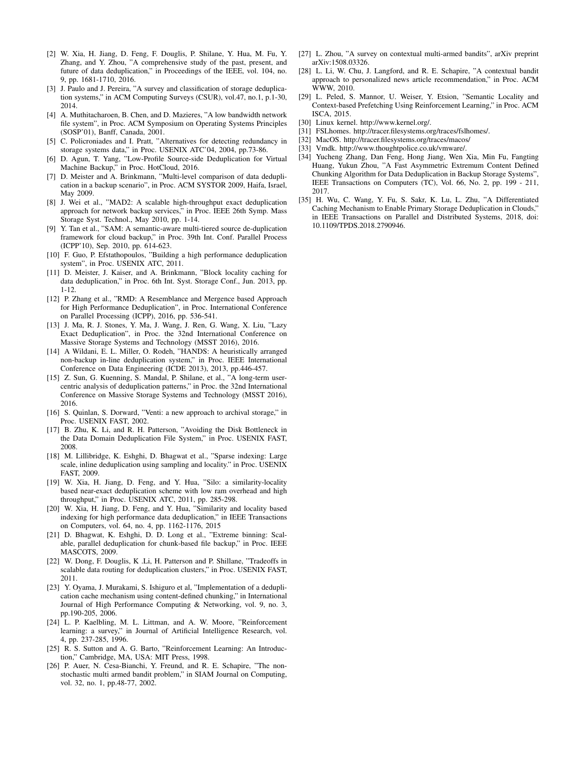[2] W. Xia, H. Jiang, D. Feng, F. Douglis, P. Shilane, Y. Hua, M. Fu, Y. Zhang, and Y. Zhou, "A comprehensive study of the past, present, and future of data deduplication," in Proceedings of the IEEE, vol. 104, no. 9, pp. 1681-1710, 2016.

[3] J. Paulo and J. Pereira, "A survey and classification of storage deduplication systems," in ACM Computing Surveys (CSUR), vol.47, no.1, p.1-30, 2014.

[4] A. Muthitacharoen, B. Chen, and D. Mazieres, "A low bandwidth network file system", in Proc. ACM Symposium on Operating Systems Principles (SOSP'01), Banff, Canada, 2001.

[5] C. Policroniades and I. Pratt, "Alternatives for detecting redundancy in storage systems data," in Proc. USENIX ATC'04, 2004, pp.73-86.

[6] D. Agun, T. Yang, "Low-Profile Source-side Deduplication for Virtual Machine Backup," in Proc. HotCloud, 2016.

[7] D. Meister and A. Brinkmann, "Multi-level comparison of data deduplication in a backup scenario", in Proc. ACM SYSTOR 2009, Haifa, Israel, May 2009.

[8] J. Wei et al., "MAD2: A scalable high-throughput exact deduplication approach for network backup services," in Proc. IEEE 26th Symp. Mass Storage Syst. Technol., May 2010, pp. 1-14.

[9] Y. Tan et al., "SAM: A semantic-aware multi-tiered source de-duplication framework for cloud backup," in Proc. 39th Int. Conf. Parallel Process (ICPP'10), Sep. 2010, pp. 614-623.

[10] F. Guo, P. Efstathopoulos, "Building a high performance deduplication system", in Proc. USENIX ATC, 2011.

[11] D. Meister, J. Kaiser, and A. Brinkmann, "Block locality caching for data deduplication," in Proc. 6th Int. Syst. Storage Conf., Jun. 2013, pp. 1-12.

[12] P. Zhang et al., "RMD: A Resemblance and Mergence based Approach for High Performance Deduplication", in Proc. International Conference on Parallel Processing (ICPP), 2016, pp. 536-541.

[13] J. Ma, R. J. Stones, Y. Ma, J. Wang, J. Ren, G. Wang, X. Liu, "Lazy Exact Deduplication", in Proc. the 32nd International Conference on Massive Storage Systems and Technology (MSST 2016), 2016.

[14] A Wildani, E. L. Miller, O. Rodeh, "HANDS: A heuristically arranged non-backup in-line deduplication system," in Proc. IEEE International Conference on Data Engineering (ICDE 2013), 2013, pp.446-457.

[15] Z. Sun, G. Kuenning, S. Mandal, P. Shilane, et al., "A long-term user-centric analysis of deduplication patterns," in Proc. the 32nd International Conference on Massive Storage Systems and Technology (MSST 2016), 2016.

[16] S. Quinlan, S. Dorward, "Venti: a new approach to archival storage," in Proc. USENIX FAST, 2002.

[17] B. Zhu, K. Li, and R. H. Patterson, "Avoiding the Disk Bottleneck in the Data Domain Deduplication File System," in Proc. USENIX FAST, 2008.

[18] M. Lillibridge, K. Eshghi, D. Bhagwat et al., "Sparse indexing: Large scale, inline deduplication using sampling and locality." in Proc. USENIX FAST, 2009.

[19] W. Xia, H. Jiang, D. Feng, and Y. Hua, "Silo: a similarity-locality based near-exact deduplication scheme with low ram overhead and high throughput," in Proc. USENIX ATC, 2011, pp. 285-298.

[20] W. Xia, H. Jiang, D. Feng, and Y. Hua, "Similarity and locality based indexing for high performance data deduplication," in IEEE Transactions on Computers, vol. 64, no. 4, pp. 1162-1176, 2015

[21] D. Bhagwat, K. Eshghi, D. D. Long et al., "Extreme binning: Scalable, parallel deduplication for chunk-based file backup," in Proc. IEEE MASCOTS, 2009.

[22] W. Dong, F. Douglis, K .Li, H. Patterson and P. Shillane, "Tradeoffs in scalable data routing for deduplication clusters," in Proc. USENIX FAST, 2011.

[23] Y. Oyama, J. Murakami, S. Ishiguro et al, "Implementation of a deduplication cache mechanism using content-defined chunking," in International Journal of High Performance Computing & Networking, vol. 9, no. 3, pp.190-205, 2006.

[24] L. P. Kaelbling, M. L. Littman, and A. W. Moore, "Reinforcement learning: a survey," in Journal of Artificial Intelligence Research, vol. 4, pp. 237-285, 1996.

[25] R. S. Sutton and A. G. Barto, "Reinforcement Learning: An Introduction," Cambridge, MA, USA: MIT Press, 1998.

[26] P. Auer, N. Cesa-Bianchi, Y. Freund, and R. E. Schapire, "The non-stochastic multi armed bandit problem," in SIAM Journal on Computing, vol. 32, no. 1, pp.48-77, 2002.

[27] L. Zhou, "A survey on contextual multi-armed bandits", arXiv preprint arXiv:1508.03326.

[28] L. Li, W. Chu, J. Langford, and R. E. Schapire, "A contextual bandit approach to personalized news article recommendation," in Proc. ACM WWW, 2010.

[29] L. Peled, S. Mannor, U. Weiser, Y. Etsion, "Semantic Locality and Context-based Prefetching Using Reinforcement Learning," in Proc. ACM ISCA, 2015.

[30] Linux kernel. http://www.kernel.org/.

[31] FSLhomes. http://tracer.filesystems.org/traces/fslhomes/.

[32] MacOS. http://tracer.filesystems.org/traces/macos/

[33] Vmdk. http://www.thoughtpolice.co.uk/vmware/.

[34] Yucheng Zhang, Dan Feng, Hong Jiang, Wen Xia, Min Fu, Fangting Huang, Yukun Zhou, "A Fast Asymmetric Extremum Content Defined Chunking Algorithm for Data Deduplication in Backup Storage Systems", IEEE Transactions on Computers (TC), Vol. 66, No. 2, pp. 199 - 211, 2017.

[35] H. Wu, C. Wang, Y. Fu, S. Sakr, K. Lu, L. Zhu, "A Differentiated Caching Mechanism to Enable Primary Storage Deduplication in Clouds," in IEEE Transactions on Parallel and Distributed Systems, 2018, doi: 10.1109/TPDS.2018.2790946.